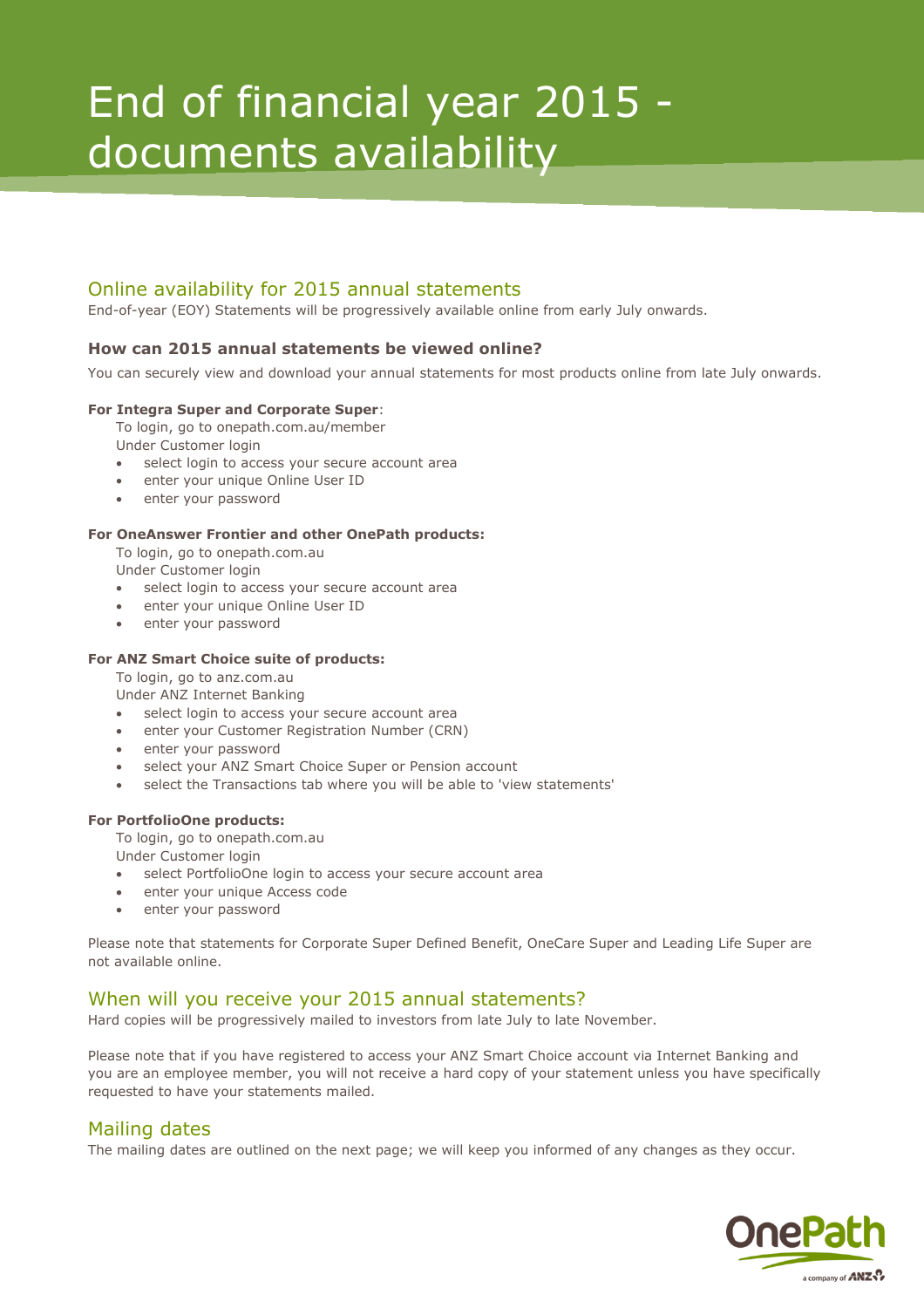# End of financial year 2015 - documents availability

## Online availability for 2015 annual statements

End-of-year (EOY) Statements will be progressively available online from early July onwards.

### How can 2015 annual statements be viewed online?

You can securely view and download your annual statements for most products online from late July onwards.

**For Integra Super and Corporate Super**:

To login, go to onepath.com.au/member

Under Customer login

- select login to access your secure account area
- enter your unique Online User ID
- enter your password

**For OneAnswer Frontier and other OnePath products:**

To login, go to onepath.com.au

Under Customer login

- select login to access your secure account area
- enter your unique Online User ID
- enter your password

**For ANZ Smart Choice suite of products:**

To login, go to anz.com.au

Under ANZ Internet Banking

- select login to access your secure account area
- enter your Customer Registration Number (CRN)
- enter your password
- select your ANZ Smart Choice Super or Pension account
- select the Transactions tab where you will be able to 'view statements'

**For PortfolioOne products:**

To login, go to onepath.com.au

Under Customer login

- select PortfolioOne login to access your secure account area
- enter your unique Access code
- enter your password

Please note that statements for Corporate Super Defined Benefit, OneCare Super and Leading Life Super are not available online.

## When will you receive your 2015 annual statements?

Hard copies will be progressively mailed to investors from late July to late November.

Please note that if you have registered to access your ANZ Smart Choice account via Internet Banking and you are an employee member, you will not receive a hard copy of your statement unless you have specifically requested to have your statements mailed.

## Mailing dates

The mailing dates are outlined on the next page; we will keep you informed of any changes as they occur.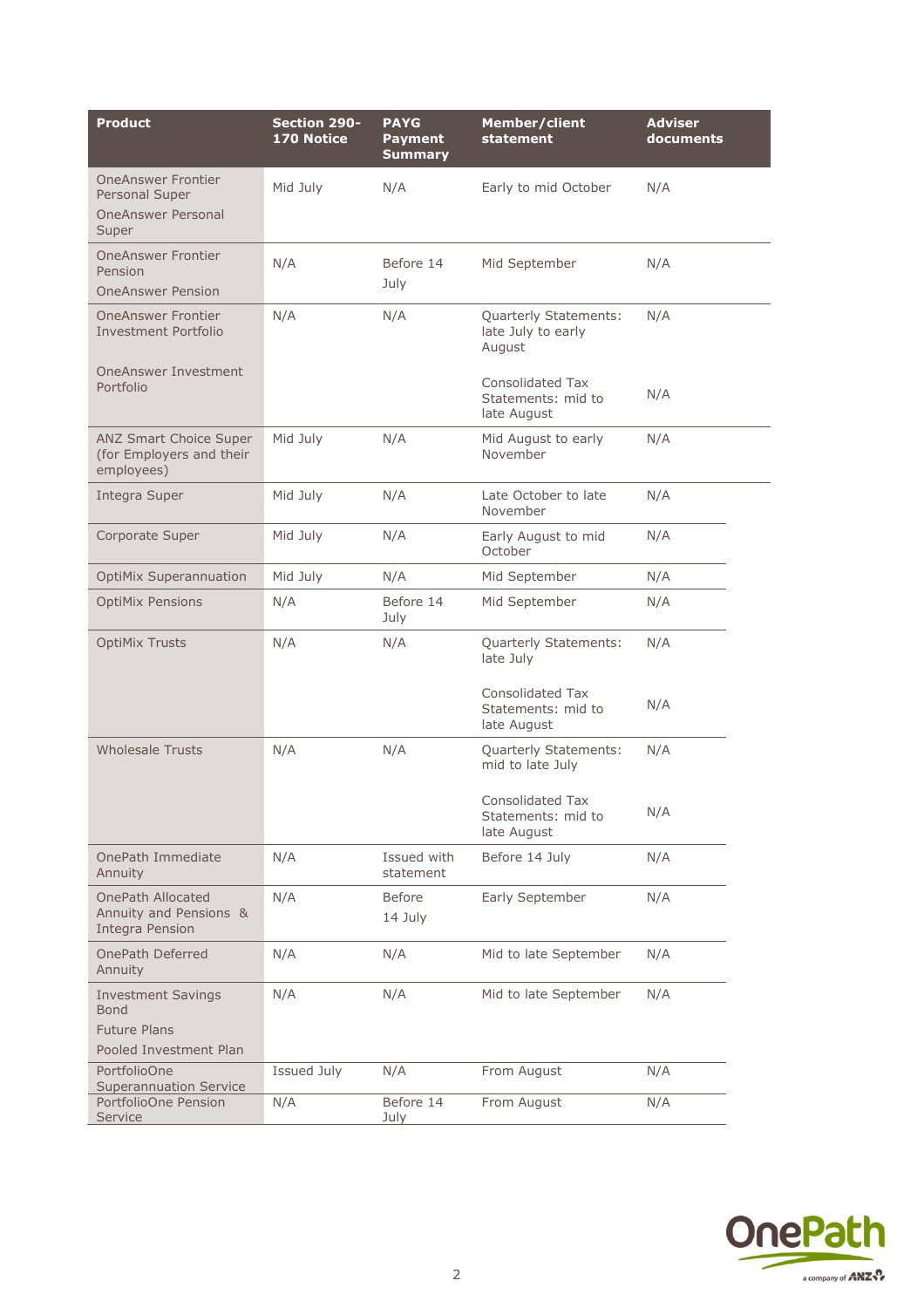| Product | Section 290-170 Notice | PAYG Payment Summary | Member/client statement | Adviser documents |
|---|---|---|---|---|
| OneAnswer Frontier Personal Super<br>OneAnswer Personal Super | Mid July | N/A | Early to mid October | N/A |
| OneAnswer Frontier Pension<br>OneAnswer Pension | N/A | Before 14 July | Mid September | N/A |
| OneAnswer Frontier Investment Portfolio<br>OneAnswer Investment Portfolio | N/A | N/A | Quarterly Statements: late July to early August<br>Consolidated Tax Statements: mid to late August | N/A<br>N/A |
| ANZ Smart Choice Super (for Employers and their employees) | Mid July | N/A | Mid August to early November | N/A |
| Integra Super | Mid July | N/A | Late October to late November | N/A |
| Corporate Super | Mid July | N/A | Early August to mid October | N/A |
| OptiMix Superannuation | Mid July | N/A | Mid September | N/A |
| OptiMix Pensions | N/A | Before 14 July | Mid September | N/A |
| OptiMix Trusts | N/A | N/A | Quarterly Statements: late July<br>Consolidated Tax Statements: mid to late August | N/A<br>N/A |
| Wholesale Trusts | N/A | N/A | Quarterly Statements: mid to late July<br>Consolidated Tax Statements: mid to late August | N/A<br>N/A |
| OnePath Immediate Annuity | N/A | Issued with statement | Before 14 July | N/A |
| OnePath Allocated Annuity and Pensions & Integra Pension | N/A | Before 14 July | Early September | N/A |
| OnePath Deferred Annuity | N/A | N/A | Mid to late September | N/A |
| Investment Savings Bond<br>Future Plans<br>Pooled Investment Plan | N/A | N/A | Mid to late September | N/A |
| PortfolioOne Superannuation Service | Issued July | N/A | From August | N/A |
| PortfolioOne Pension Service | N/A | Before 14 July | From August | N/A |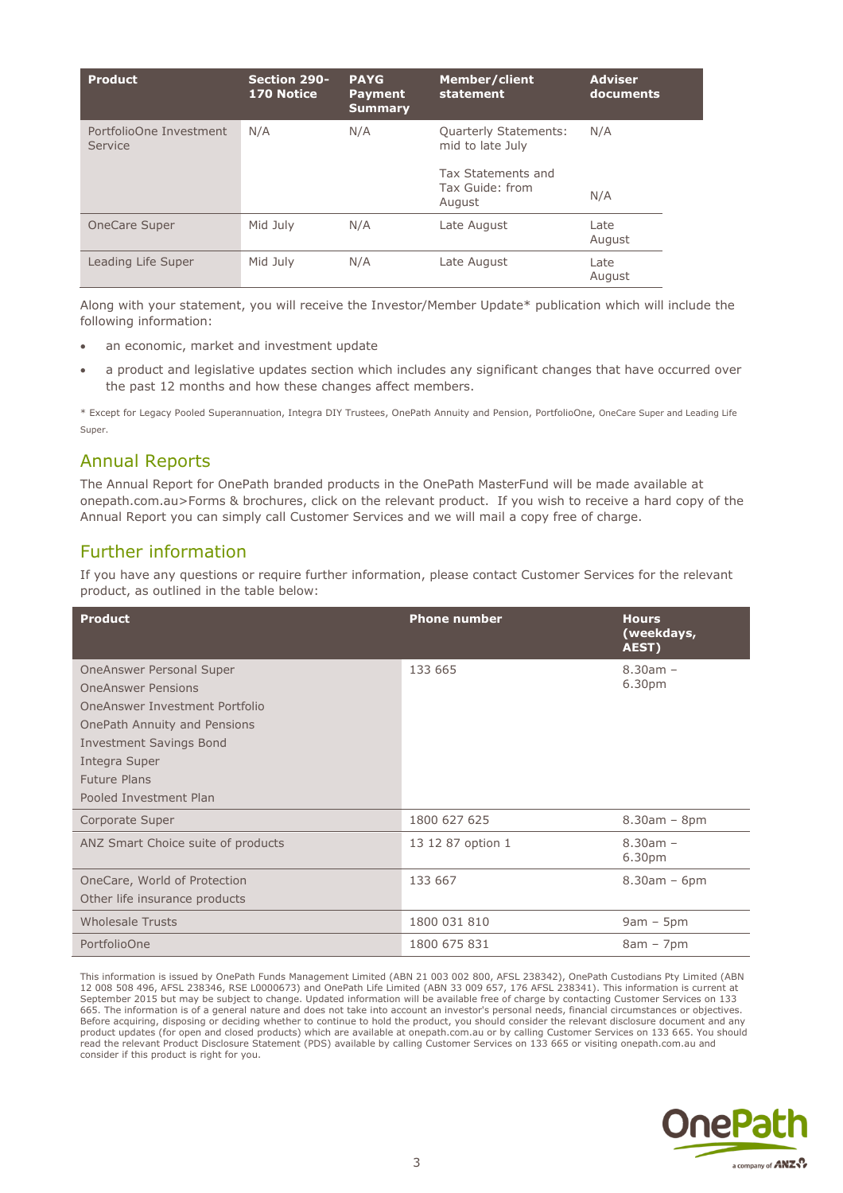| Product | Section 290-170 Notice | PAYG Payment Summary | Member/client statement | Adviser documents |
|---|---|---|---|---|
| PortfolioOne Investment Service | N/A | N/A | Quarterly Statements: mid to late July<br><br>Tax Statements and Tax Guide: from August | N/A<br><br>N/A |
| OneCare Super | Mid July | N/A | Late August | Late August |
| Leading Life Super | Mid July | N/A | Late August | Late August |

Along with your statement, you will receive the Investor/Member Update* publication which will include the following information:

- an economic, market and investment update
- a product and legislative updates section which includes any significant changes that have occurred over the past 12 months and how these changes affect members.

* Except for Legacy Pooled Superannuation, Integra DIY Trustees, OnePath Annuity and Pension, PortfolioOne, OneCare Super and Leading Life Super.

## Annual Reports

The Annual Report for OnePath branded products in the OnePath MasterFund will be made available at onepath.com.au>Forms & brochures, click on the relevant product. If you wish to receive a hard copy of the Annual Report you can simply call Customer Services and we will mail a copy free of charge.

## Further information

If you have any questions or require further information, please contact Customer Services for the relevant product, as outlined in the table below:

| Product | Phone number | Hours (weekdays, AEST) |
|---|---|---|
| OneAnswer Personal Super<br>OneAnswer Pensions<br>OneAnswer Investment Portfolio<br>OnePath Annuity and Pensions<br>Investment Savings Bond<br>Integra Super<br>Future Plans<br>Pooled Investment Plan | 133 665 | 8.30am – 6.30pm |
| Corporate Super | 1800 627 625 | 8.30am – 8pm |
| ANZ Smart Choice suite of products | 13 12 87 option 1 | 8.30am – 6.30pm |
| OneCare, World of Protection<br>Other life insurance products | 133 667 | 8.30am – 6pm |
| Wholesale Trusts | 1800 031 810 | 9am – 5pm |
| PortfolioOne | 1800 675 831 | 8am – 7pm |

This information is issued by OnePath Funds Management Limited (ABN 21 003 002 800, AFSL 238342), OnePath Custodians Pty Limited (ABN 12 008 508 496, AFSL 238346, RSE L0000673) and OnePath Life Limited (ABN 33 009 657, 176 AFSL 238341). This information is current at September 2015 but may be subject to change. Updated information will be available free of charge by contacting Customer Services on 133 665. The information is of a general nature and does not take into account an investor's personal needs, financial circumstances or objectives. Before acquiring, disposing or deciding whether to continue to hold the product, you should consider the relevant disclosure document and any product updates (for open and closed products) which are available at onepath.com.au or by calling Customer Services on 133 665. You should read the relevant Product Disclosure Statement (PDS) available by calling Customer Services on 133 665 or visiting onepath.com.au and consider if this product is right for you.

OnePath
a company of ANZ